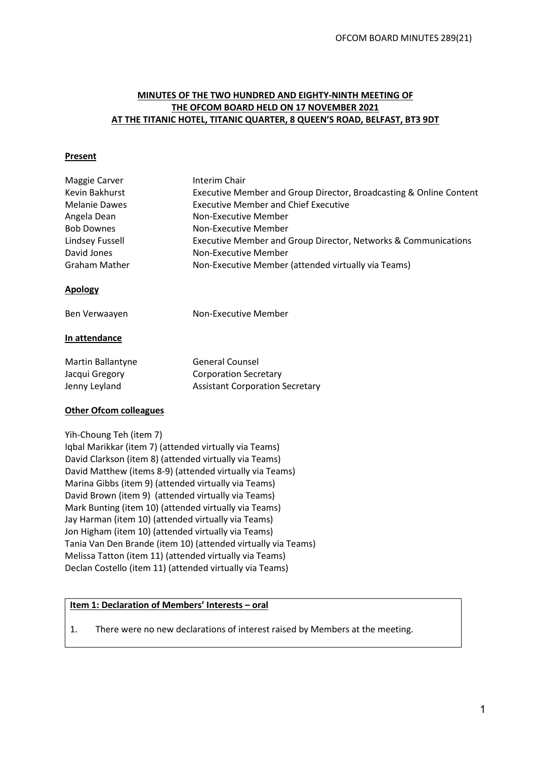**MINUTES OF THE TWO HUNDRED AND EIGHTY-NINTH MEETING OF THE OFCOM BOARD HELD ON 17 NOVEMBER 2021 AT THE TITANIC HOTEL, TITANIC QUARTER, 8 QUEEN'S ROAD, BELFAST, BT3 9DT**

**Present**

| | |
|---|---|
| Maggie Carver | Interim Chair |
| Kevin Bakhurst | Executive Member and Group Director, Broadcasting & Online Content |
| Melanie Dawes | Executive Member and Chief Executive |
| Angela Dean | Non-Executive Member |
| Bob Downes | Non-Executive Member |
| Lindsey Fussell | Executive Member and Group Director, Networks & Communications |
| David Jones | Non-Executive Member |
| Graham Mather | Non-Executive Member (attended virtually via Teams) |

**Apology**

| | |
|---|---|
| Ben Verwaayen | Non-Executive Member |

**In attendance**

| | |
|---|---|
| Martin Ballantyne | General Counsel |
| Jacqui Gregory | Corporation Secretary |
| Jenny Leyland | Assistant Corporation Secretary |

**Other Ofcom colleagues**

Yih-Choung Teh (item 7)
Iqbal Marikkar (item 7) (attended virtually via Teams)
David Clarkson (item 8) (attended virtually via Teams)
David Matthew (items 8-9) (attended virtually via Teams)
Marina Gibbs (item 9) (attended virtually via Teams)
David Brown (item 9) (attended virtually via Teams)
Mark Bunting (item 10) (attended virtually via Teams)
Jay Harman (item 10) (attended virtually via Teams)
Jon Higham (item 10) (attended virtually via Teams)
Tania Van Den Brande (item 10) (attended virtually via Teams)
Melissa Tatton (item 11) (attended virtually via Teams)
Declan Costello (item 11) (attended virtually via Teams)

**Item 1: Declaration of Members' Interests – oral**

1. There were no new declarations of interest raised by Members at the meeting.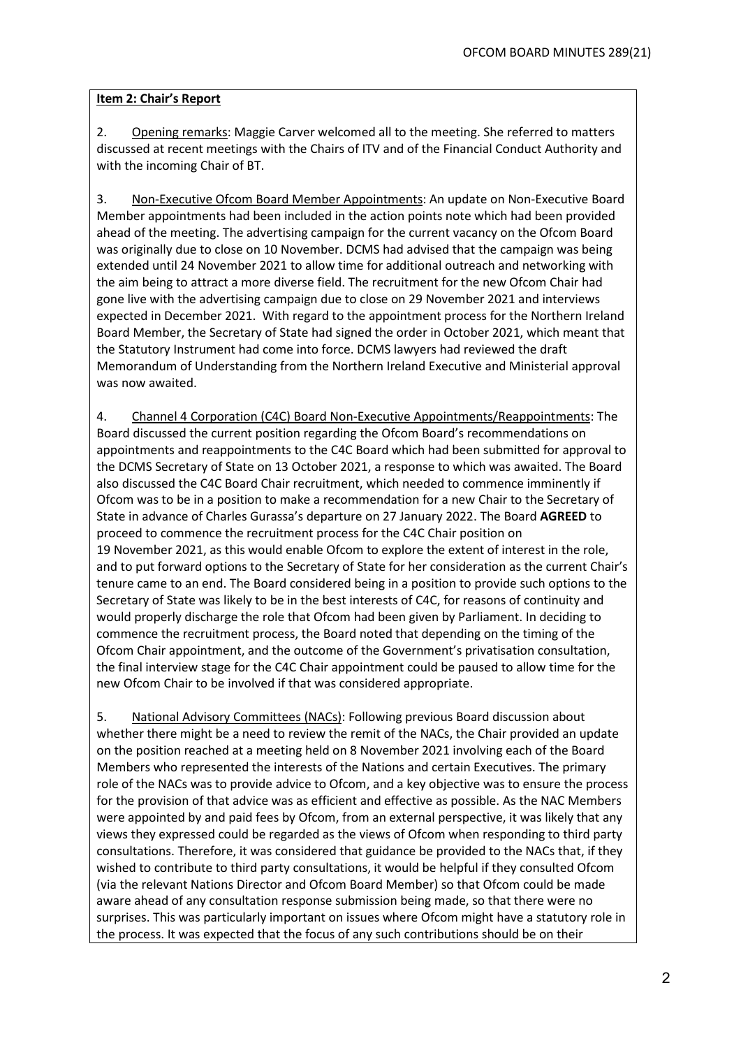**Item 2: Chair's Report**

2. Opening remarks: Maggie Carver welcomed all to the meeting. She referred to matters discussed at recent meetings with the Chairs of ITV and of the Financial Conduct Authority and with the incoming Chair of BT.

3. Non-Executive Ofcom Board Member Appointments: An update on Non-Executive Board Member appointments had been included in the action points note which had been provided ahead of the meeting. The advertising campaign for the current vacancy on the Ofcom Board was originally due to close on 10 November. DCMS had advised that the campaign was being extended until 24 November 2021 to allow time for additional outreach and networking with the aim being to attract a more diverse field. The recruitment for the new Ofcom Chair had gone live with the advertising campaign due to close on 29 November 2021 and interviews expected in December 2021. With regard to the appointment process for the Northern Ireland Board Member, the Secretary of State had signed the order in October 2021, which meant that the Statutory Instrument had come into force. DCMS lawyers had reviewed the draft Memorandum of Understanding from the Northern Ireland Executive and Ministerial approval was now awaited.

4. Channel 4 Corporation (C4C) Board Non-Executive Appointments/Reappointments: The Board discussed the current position regarding the Ofcom Board's recommendations on appointments and reappointments to the C4C Board which had been submitted for approval to the DCMS Secretary of State on 13 October 2021, a response to which was awaited. The Board also discussed the C4C Board Chair recruitment, which needed to commence imminently if Ofcom was to be in a position to make a recommendation for a new Chair to the Secretary of State in advance of Charles Gurassa's departure on 27 January 2022. The Board **AGREED** to proceed to commence the recruitment process for the C4C Chair position on 19 November 2021, as this would enable Ofcom to explore the extent of interest in the role, and to put forward options to the Secretary of State for her consideration as the current Chair's tenure came to an end. The Board considered being in a position to provide such options to the Secretary of State was likely to be in the best interests of C4C, for reasons of continuity and would properly discharge the role that Ofcom had been given by Parliament. In deciding to commence the recruitment process, the Board noted that depending on the timing of the Ofcom Chair appointment, and the outcome of the Government's privatisation consultation, the final interview stage for the C4C Chair appointment could be paused to allow time for the new Ofcom Chair to be involved if that was considered appropriate.

5. National Advisory Committees (NACs): Following previous Board discussion about whether there might be a need to review the remit of the NACs, the Chair provided an update on the position reached at a meeting held on 8 November 2021 involving each of the Board Members who represented the interests of the Nations and certain Executives. The primary role of the NACs was to provide advice to Ofcom, and a key objective was to ensure the process for the provision of that advice was as efficient and effective as possible. As the NAC Members were appointed by and paid fees by Ofcom, from an external perspective, it was likely that any views they expressed could be regarded as the views of Ofcom when responding to third party consultations. Therefore, it was considered that guidance be provided to the NACs that, if they wished to contribute to third party consultations, it would be helpful if they consulted Ofcom (via the relevant Nations Director and Ofcom Board Member) so that Ofcom could be made aware ahead of any consultation response submission being made, so that there were no surprises. This was particularly important on issues where Ofcom might have a statutory role in the process. It was expected that the focus of any such contributions should be on their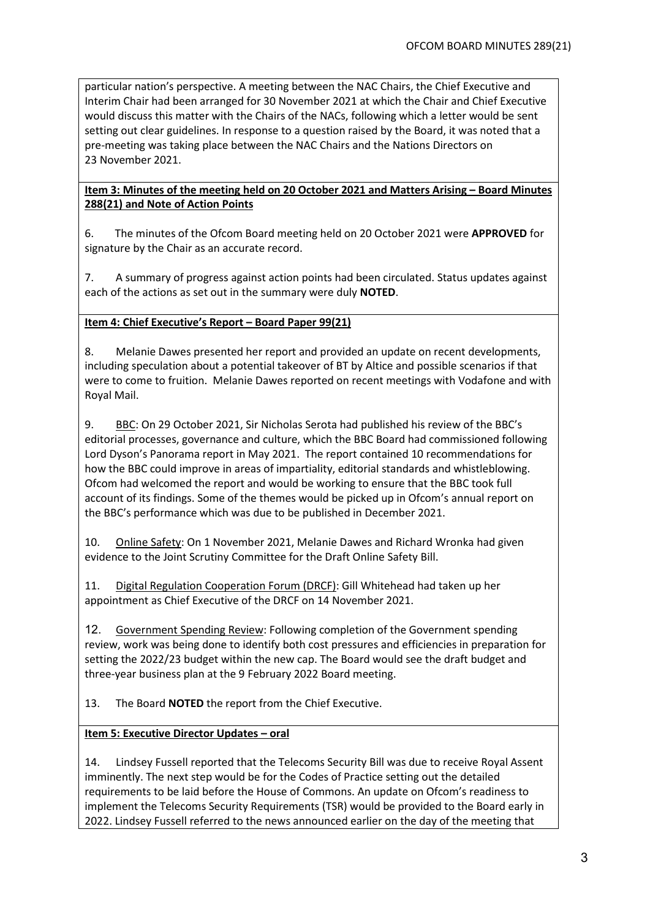particular nation's perspective. A meeting between the NAC Chairs, the Chief Executive and Interim Chair had been arranged for 30 November 2021 at which the Chair and Chief Executive would discuss this matter with the Chairs of the NACs, following which a letter would be sent setting out clear guidelines. In response to a question raised by the Board, it was noted that a pre-meeting was taking place between the NAC Chairs and the Nations Directors on 23 November 2021.

**Item 3: Minutes of the meeting held on 20 October 2021 and Matters Arising – Board Minutes 288(21) and Note of Action Points**

6. The minutes of the Ofcom Board meeting held on 20 October 2021 were **APPROVED** for signature by the Chair as an accurate record.

7. A summary of progress against action points had been circulated. Status updates against each of the actions as set out in the summary were duly **NOTED**.

**Item 4: Chief Executive's Report – Board Paper 99(21)**

8. Melanie Dawes presented her report and provided an update on recent developments, including speculation about a potential takeover of BT by Altice and possible scenarios if that were to come to fruition. Melanie Dawes reported on recent meetings with Vodafone and with Royal Mail.

9. BBC: On 29 October 2021, Sir Nicholas Serota had published his review of the BBC's editorial processes, governance and culture, which the BBC Board had commissioned following Lord Dyson's Panorama report in May 2021. The report contained 10 recommendations for how the BBC could improve in areas of impartiality, editorial standards and whistleblowing. Ofcom had welcomed the report and would be working to ensure that the BBC took full account of its findings. Some of the themes would be picked up in Ofcom's annual report on the BBC's performance which was due to be published in December 2021.

10. Online Safety: On 1 November 2021, Melanie Dawes and Richard Wronka had given evidence to the Joint Scrutiny Committee for the Draft Online Safety Bill.

11. Digital Regulation Cooperation Forum (DRCF): Gill Whitehead had taken up her appointment as Chief Executive of the DRCF on 14 November 2021.

12. Government Spending Review: Following completion of the Government spending review, work was being done to identify both cost pressures and efficiencies in preparation for setting the 2022/23 budget within the new cap. The Board would see the draft budget and three-year business plan at the 9 February 2022 Board meeting.

13. The Board **NOTED** the report from the Chief Executive.

**Item 5: Executive Director Updates – oral**

14. Lindsey Fussell reported that the Telecoms Security Bill was due to receive Royal Assent imminently. The next step would be for the Codes of Practice setting out the detailed requirements to be laid before the House of Commons. An update on Ofcom's readiness to implement the Telecoms Security Requirements (TSR) would be provided to the Board early in 2022. Lindsey Fussell referred to the news announced earlier on the day of the meeting that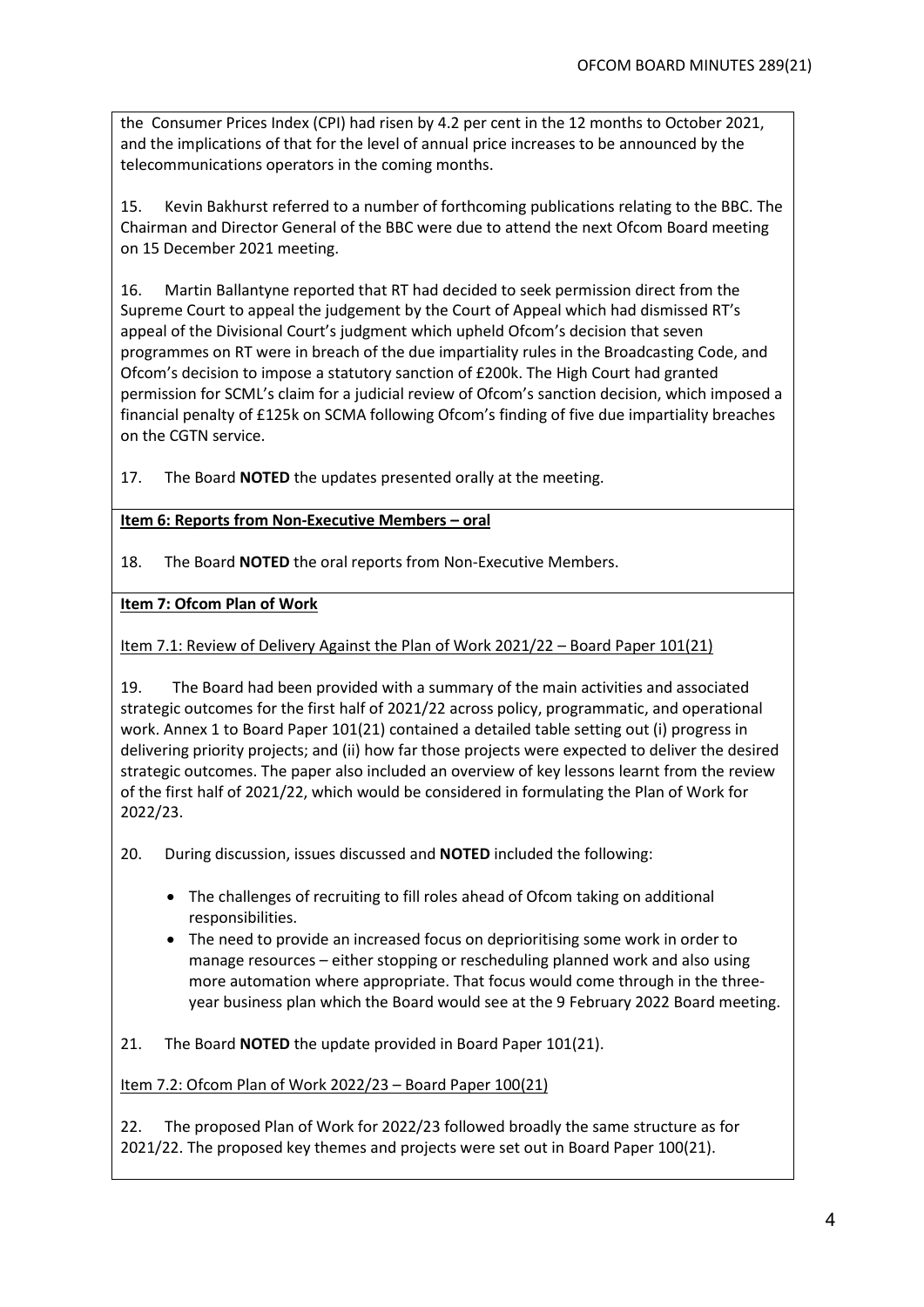the Consumer Prices Index (CPI) had risen by 4.2 per cent in the 12 months to October 2021, and the implications of that for the level of annual price increases to be announced by the telecommunications operators in the coming months.

15. Kevin Bakhurst referred to a number of forthcoming publications relating to the BBC. The Chairman and Director General of the BBC were due to attend the next Ofcom Board meeting on 15 December 2021 meeting.

16. Martin Ballantyne reported that RT had decided to seek permission direct from the Supreme Court to appeal the judgement by the Court of Appeal which had dismissed RT's appeal of the Divisional Court's judgment which upheld Ofcom's decision that seven programmes on RT were in breach of the due impartiality rules in the Broadcasting Code, and Ofcom's decision to impose a statutory sanction of £200k. The High Court had granted permission for SCML's claim for a judicial review of Ofcom's sanction decision, which imposed a financial penalty of £125k on SCMA following Ofcom's finding of five due impartiality breaches on the CGTN service.

17. The Board **NOTED** the updates presented orally at the meeting.

**Item 6: Reports from Non-Executive Members – oral**

18. The Board **NOTED** the oral reports from Non-Executive Members.

**Item 7: Ofcom Plan of Work**

Item 7.1: Review of Delivery Against the Plan of Work 2021/22 – Board Paper 101(21)

19. The Board had been provided with a summary of the main activities and associated strategic outcomes for the first half of 2021/22 across policy, programmatic, and operational work. Annex 1 to Board Paper 101(21) contained a detailed table setting out (i) progress in delivering priority projects; and (ii) how far those projects were expected to deliver the desired strategic outcomes. The paper also included an overview of key lessons learnt from the review of the first half of 2021/22, which would be considered in formulating the Plan of Work for 2022/23.

20. During discussion, issues discussed and **NOTED** included the following:

- The challenges of recruiting to fill roles ahead of Ofcom taking on additional responsibilities.
- The need to provide an increased focus on deprioritising some work in order to manage resources – either stopping or rescheduling planned work and also using more automation where appropriate. That focus would come through in the three-year business plan which the Board would see at the 9 February 2022 Board meeting.

21. The Board **NOTED** the update provided in Board Paper 101(21).

Item 7.2: Ofcom Plan of Work 2022/23 – Board Paper 100(21)

22. The proposed Plan of Work for 2022/23 followed broadly the same structure as for 2021/22. The proposed key themes and projects were set out in Board Paper 100(21).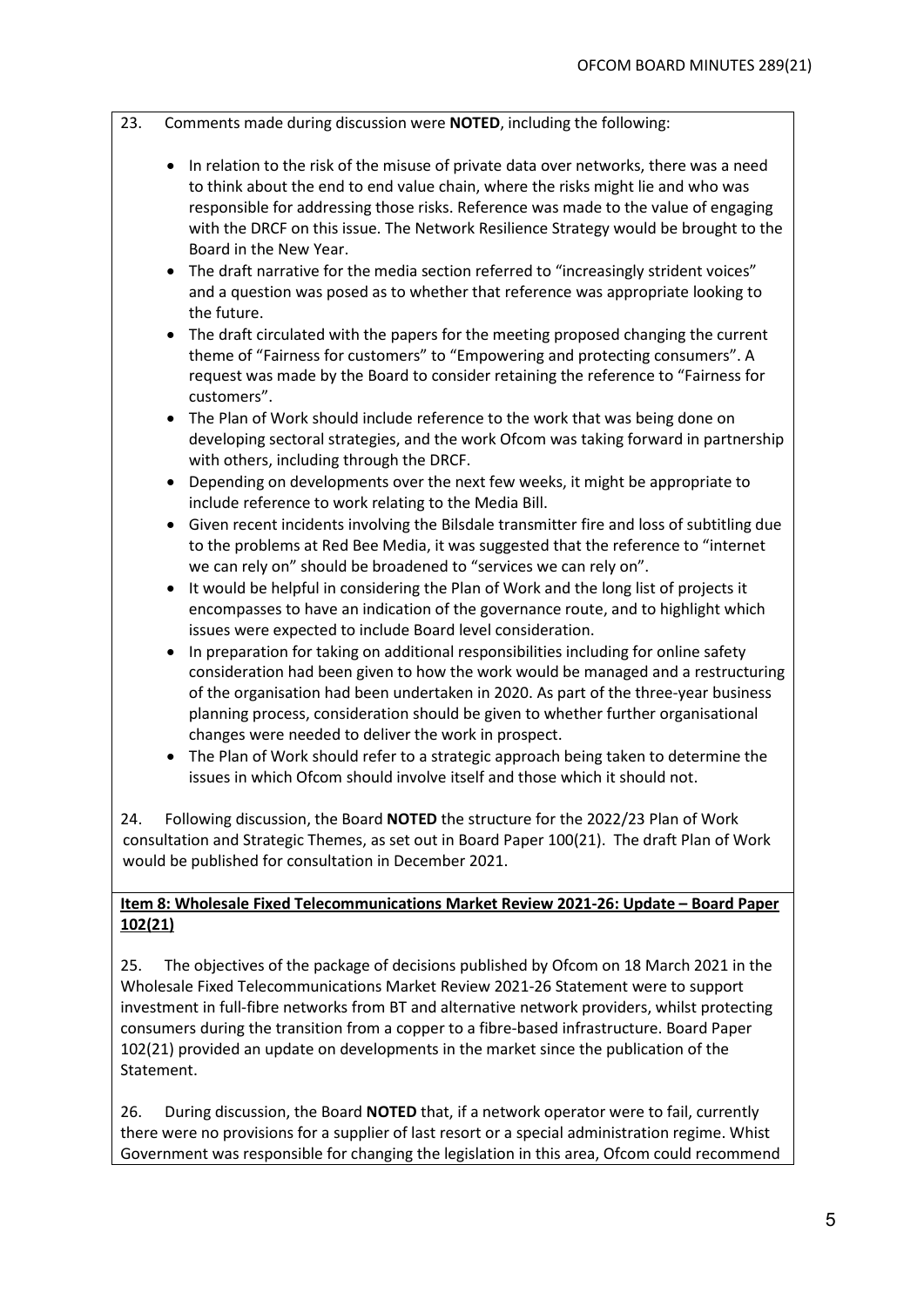23. Comments made during discussion were **NOTED**, including the following:

- In relation to the risk of the misuse of private data over networks, there was a need to think about the end to end value chain, where the risks might lie and who was responsible for addressing those risks. Reference was made to the value of engaging with the DRCF on this issue. The Network Resilience Strategy would be brought to the Board in the New Year.
- The draft narrative for the media section referred to "increasingly strident voices" and a question was posed as to whether that reference was appropriate looking to the future.
- The draft circulated with the papers for the meeting proposed changing the current theme of "Fairness for customers" to "Empowering and protecting consumers". A request was made by the Board to consider retaining the reference to "Fairness for customers".
- The Plan of Work should include reference to the work that was being done on developing sectoral strategies, and the work Ofcom was taking forward in partnership with others, including through the DRCF.
- Depending on developments over the next few weeks, it might be appropriate to include reference to work relating to the Media Bill.
- Given recent incidents involving the Bilsdale transmitter fire and loss of subtitling due to the problems at Red Bee Media, it was suggested that the reference to "internet we can rely on" should be broadened to "services we can rely on".
- It would be helpful in considering the Plan of Work and the long list of projects it encompasses to have an indication of the governance route, and to highlight which issues were expected to include Board level consideration.
- In preparation for taking on additional responsibilities including for online safety consideration had been given to how the work would be managed and a restructuring of the organisation had been undertaken in 2020. As part of the three-year business planning process, consideration should be given to whether further organisational changes were needed to deliver the work in prospect.
- The Plan of Work should refer to a strategic approach being taken to determine the issues in which Ofcom should involve itself and those which it should not.

24. Following discussion, the Board **NOTED** the structure for the 2022/23 Plan of Work consultation and Strategic Themes, as set out in Board Paper 100(21). The draft Plan of Work would be published for consultation in December 2021.

**Item 8: Wholesale Fixed Telecommunications Market Review 2021-26: Update – Board Paper 102(21)**

25. The objectives of the package of decisions published by Ofcom on 18 March 2021 in the Wholesale Fixed Telecommunications Market Review 2021-26 Statement were to support investment in full-fibre networks from BT and alternative network providers, whilst protecting consumers during the transition from a copper to a fibre-based infrastructure. Board Paper 102(21) provided an update on developments in the market since the publication of the Statement.

26. During discussion, the Board **NOTED** that, if a network operator were to fail, currently there were no provisions for a supplier of last resort or a special administration regime. Whist Government was responsible for changing the legislation in this area, Ofcom could recommend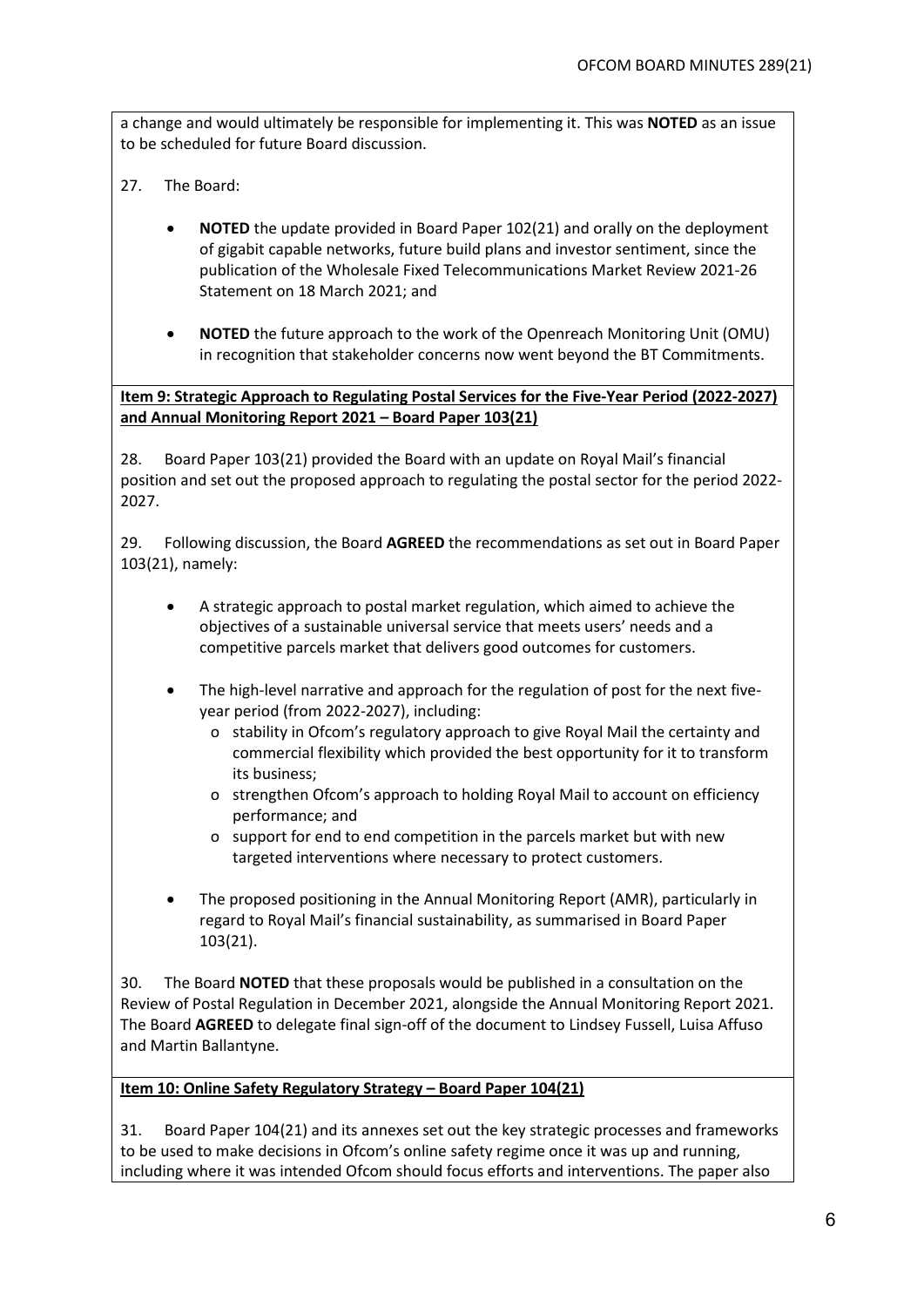a change and would ultimately be responsible for implementing it. This was **NOTED** as an issue to be scheduled for future Board discussion.

27. The Board:

- **NOTED** the update provided in Board Paper 102(21) and orally on the deployment of gigabit capable networks, future build plans and investor sentiment, since the publication of the Wholesale Fixed Telecommunications Market Review 2021-26 Statement on 18 March 2021; and

- **NOTED** the future approach to the work of the Openreach Monitoring Unit (OMU) in recognition that stakeholder concerns now went beyond the BT Commitments.

**Item 9: Strategic Approach to Regulating Postal Services for the Five-Year Period (2022-2027) and Annual Monitoring Report 2021 – Board Paper 103(21)**

28. Board Paper 103(21) provided the Board with an update on Royal Mail's financial position and set out the proposed approach to regulating the postal sector for the period 2022-2027.

29. Following discussion, the Board **AGREED** the recommendations as set out in Board Paper 103(21), namely:

- A strategic approach to postal market regulation, which aimed to achieve the objectives of a sustainable universal service that meets users' needs and a competitive parcels market that delivers good outcomes for customers.

- The high-level narrative and approach for the regulation of post for the next five-year period (from 2022-2027), including:
  - stability in Ofcom's regulatory approach to give Royal Mail the certainty and commercial flexibility which provided the best opportunity for it to transform its business;
  - strengthen Ofcom's approach to holding Royal Mail to account on efficiency performance; and
  - support for end to end competition in the parcels market but with new targeted interventions where necessary to protect customers.

- The proposed positioning in the Annual Monitoring Report (AMR), particularly in regard to Royal Mail's financial sustainability, as summarised in Board Paper 103(21).

30. The Board **NOTED** that these proposals would be published in a consultation on the Review of Postal Regulation in December 2021, alongside the Annual Monitoring Report 2021. The Board **AGREED** to delegate final sign-off of the document to Lindsey Fussell, Luisa Affuso and Martin Ballantyne.

**Item 10: Online Safety Regulatory Strategy – Board Paper 104(21)**

31. Board Paper 104(21) and its annexes set out the key strategic processes and frameworks to be used to make decisions in Ofcom's online safety regime once it was up and running, including where it was intended Ofcom should focus efforts and interventions. The paper also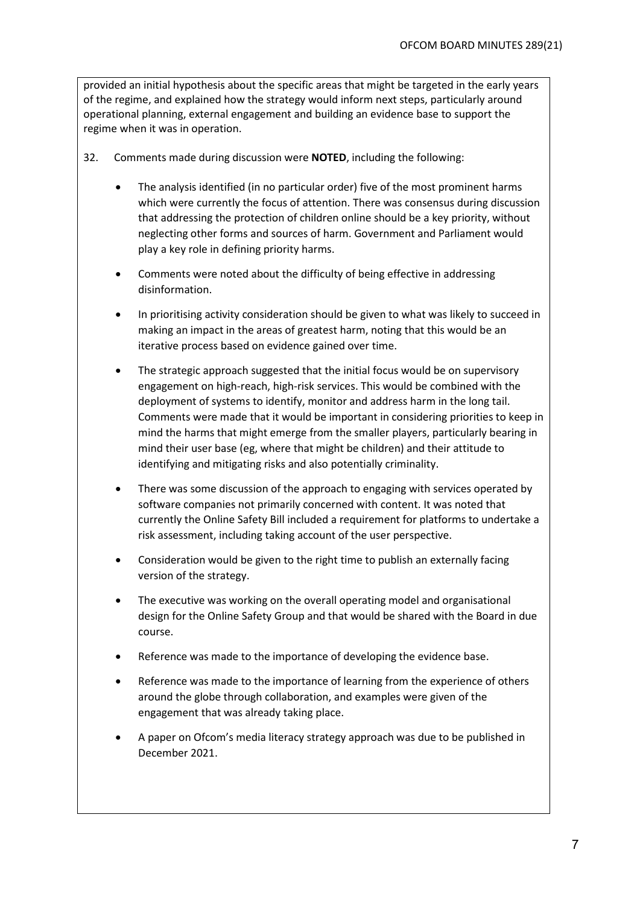provided an initial hypothesis about the specific areas that might be targeted in the early years of the regime, and explained how the strategy would inform next steps, particularly around operational planning, external engagement and building an evidence base to support the regime when it was in operation.

32. Comments made during discussion were **NOTED**, including the following:

- The analysis identified (in no particular order) five of the most prominent harms which were currently the focus of attention. There was consensus during discussion that addressing the protection of children online should be a key priority, without neglecting other forms and sources of harm. Government and Parliament would play a key role in defining priority harms.

- Comments were noted about the difficulty of being effective in addressing disinformation.

- In prioritising activity consideration should be given to what was likely to succeed in making an impact in the areas of greatest harm, noting that this would be an iterative process based on evidence gained over time.

- The strategic approach suggested that the initial focus would be on supervisory engagement on high-reach, high-risk services. This would be combined with the deployment of systems to identify, monitor and address harm in the long tail. Comments were made that it would be important in considering priorities to keep in mind the harms that might emerge from the smaller players, particularly bearing in mind their user base (eg, where that might be children) and their attitude to identifying and mitigating risks and also potentially criminality.

- There was some discussion of the approach to engaging with services operated by software companies not primarily concerned with content. It was noted that currently the Online Safety Bill included a requirement for platforms to undertake a risk assessment, including taking account of the user perspective.

- Consideration would be given to the right time to publish an externally facing version of the strategy.

- The executive was working on the overall operating model and organisational design for the Online Safety Group and that would be shared with the Board in due course.

- Reference was made to the importance of developing the evidence base.

- Reference was made to the importance of learning from the experience of others around the globe through collaboration, and examples were given of the engagement that was already taking place.

- A paper on Ofcom's media literacy strategy approach was due to be published in December 2021.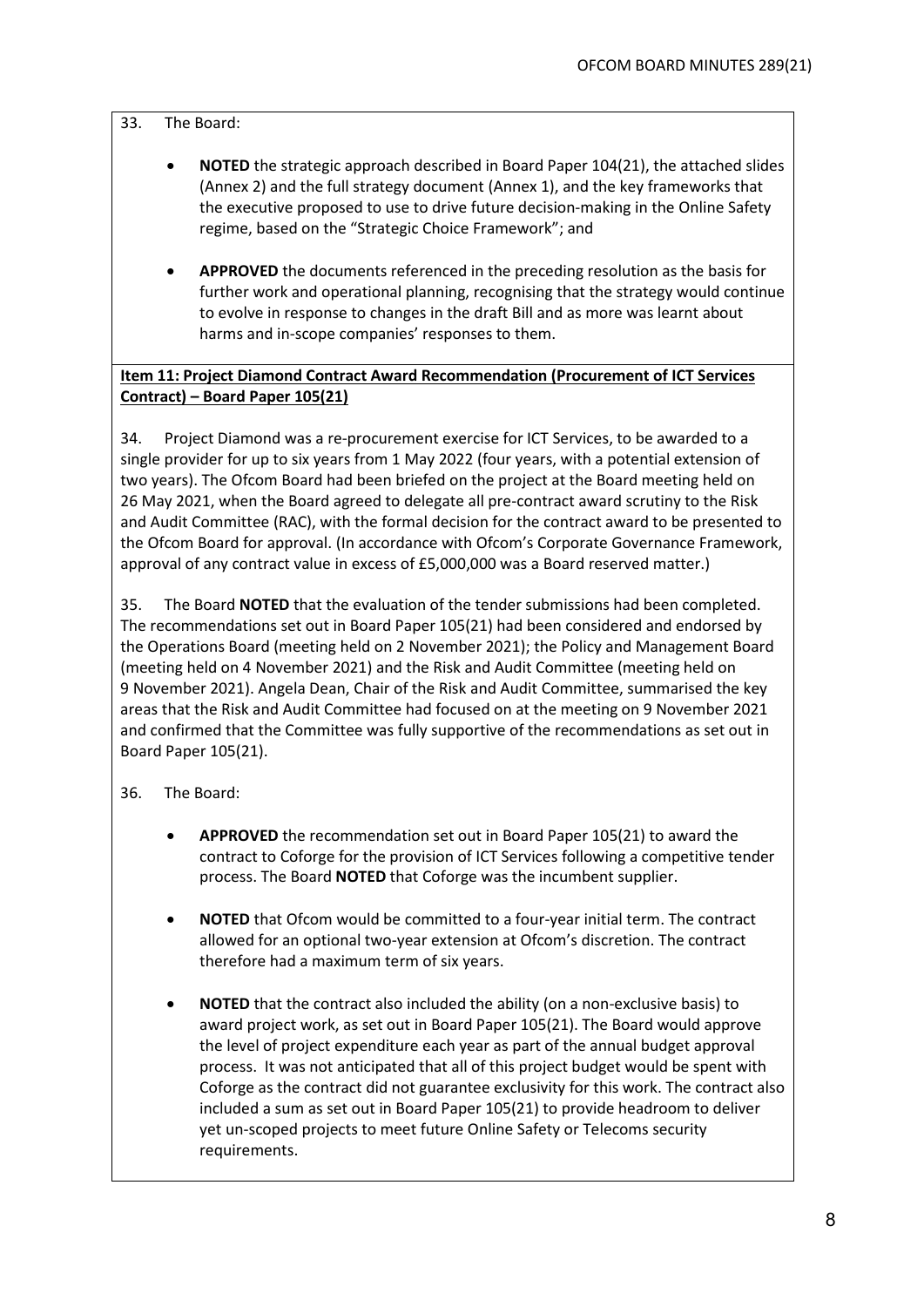33. The Board:

- **NOTED** the strategic approach described in Board Paper 104(21), the attached slides (Annex 2) and the full strategy document (Annex 1), and the key frameworks that the executive proposed to use to drive future decision-making in the Online Safety regime, based on the "Strategic Choice Framework"; and

- **APPROVED** the documents referenced in the preceding resolution as the basis for further work and operational planning, recognising that the strategy would continue to evolve in response to changes in the draft Bill and as more was learnt about harms and in-scope companies' responses to them.

**Item 11: Project Diamond Contract Award Recommendation (Procurement of ICT Services Contract) – Board Paper 105(21)**

34. Project Diamond was a re-procurement exercise for ICT Services, to be awarded to a single provider for up to six years from 1 May 2022 (four years, with a potential extension of two years). The Ofcom Board had been briefed on the project at the Board meeting held on 26 May 2021, when the Board agreed to delegate all pre-contract award scrutiny to the Risk and Audit Committee (RAC), with the formal decision for the contract award to be presented to the Ofcom Board for approval. (In accordance with Ofcom's Corporate Governance Framework, approval of any contract value in excess of £5,000,000 was a Board reserved matter.)

35. The Board **NOTED** that the evaluation of the tender submissions had been completed. The recommendations set out in Board Paper 105(21) had been considered and endorsed by the Operations Board (meeting held on 2 November 2021); the Policy and Management Board (meeting held on 4 November 2021) and the Risk and Audit Committee (meeting held on 9 November 2021). Angela Dean, Chair of the Risk and Audit Committee, summarised the key areas that the Risk and Audit Committee had focused on at the meeting on 9 November 2021 and confirmed that the Committee was fully supportive of the recommendations as set out in Board Paper 105(21).

36. The Board:

- **APPROVED** the recommendation set out in Board Paper 105(21) to award the contract to Coforge for the provision of ICT Services following a competitive tender process. The Board **NOTED** that Coforge was the incumbent supplier.

- **NOTED** that Ofcom would be committed to a four-year initial term. The contract allowed for an optional two-year extension at Ofcom's discretion. The contract therefore had a maximum term of six years.

- **NOTED** that the contract also included the ability (on a non-exclusive basis) to award project work, as set out in Board Paper 105(21). The Board would approve the level of project expenditure each year as part of the annual budget approval process. It was not anticipated that all of this project budget would be spent with Coforge as the contract did not guarantee exclusivity for this work. The contract also included a sum as set out in Board Paper 105(21) to provide headroom to deliver yet un-scoped projects to meet future Online Safety or Telecoms security requirements.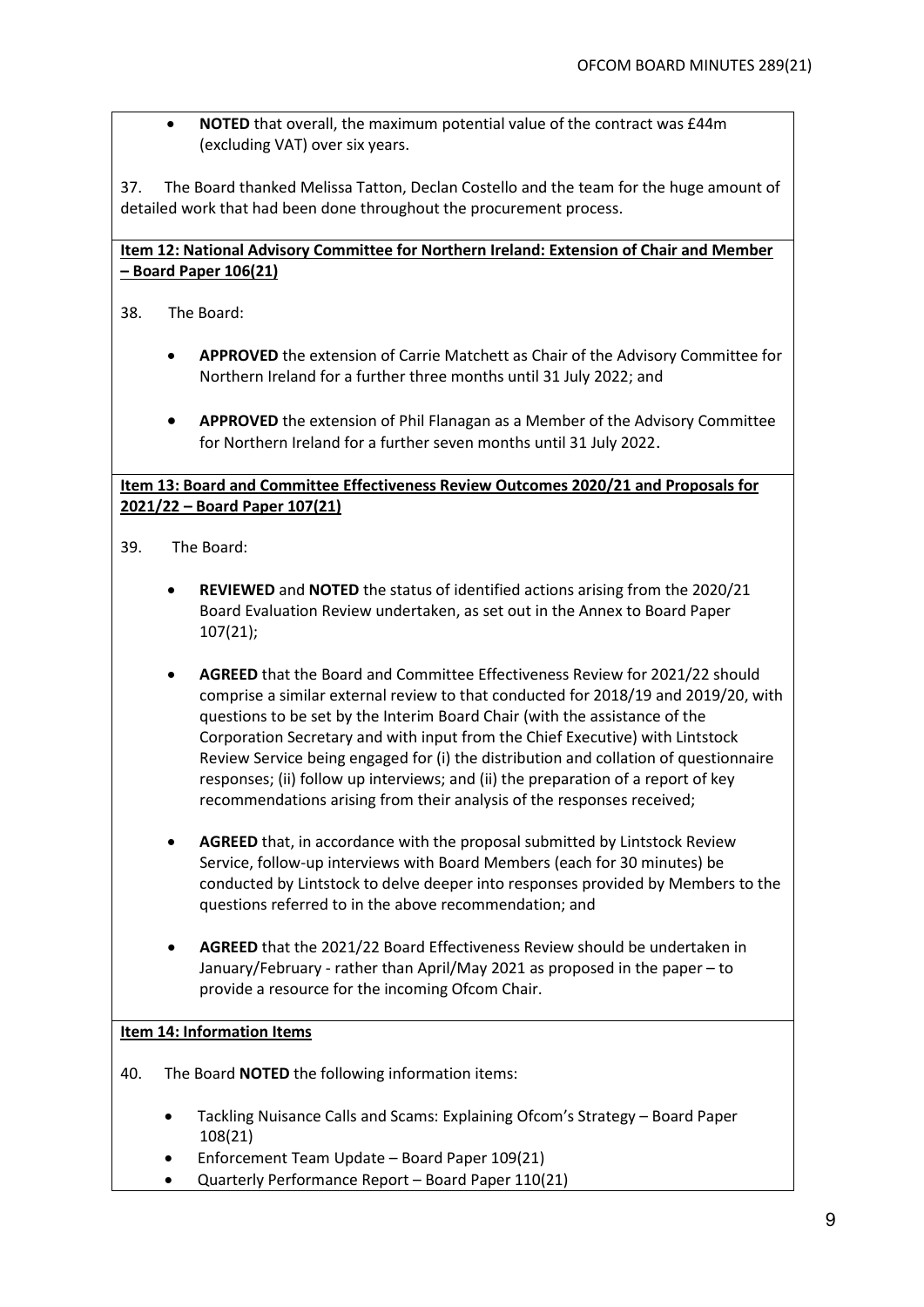- **NOTED** that overall, the maximum potential value of the contract was £44m (excluding VAT) over six years.

37. The Board thanked Melissa Tatton, Declan Costello and the team for the huge amount of detailed work that had been done throughout the procurement process.

**Item 12: National Advisory Committee for Northern Ireland: Extension of Chair and Member – Board Paper 106(21)**

38. The Board:

- **APPROVED** the extension of Carrie Matchett as Chair of the Advisory Committee for Northern Ireland for a further three months until 31 July 2022; and

- **APPROVED** the extension of Phil Flanagan as a Member of the Advisory Committee for Northern Ireland for a further seven months until 31 July 2022.

**Item 13: Board and Committee Effectiveness Review Outcomes 2020/21 and Proposals for 2021/22 – Board Paper 107(21)**

39. The Board:

- **REVIEWED** and **NOTED** the status of identified actions arising from the 2020/21 Board Evaluation Review undertaken, as set out in the Annex to Board Paper 107(21);

- **AGREED** that the Board and Committee Effectiveness Review for 2021/22 should comprise a similar external review to that conducted for 2018/19 and 2019/20, with questions to be set by the Interim Board Chair (with the assistance of the Corporation Secretary and with input from the Chief Executive) with Lintstock Review Service being engaged for (i) the distribution and collation of questionnaire responses; (ii) follow up interviews; and (ii) the preparation of a report of key recommendations arising from their analysis of the responses received;

- **AGREED** that, in accordance with the proposal submitted by Lintstock Review Service, follow-up interviews with Board Members (each for 30 minutes) be conducted by Lintstock to delve deeper into responses provided by Members to the questions referred to in the above recommendation; and

- **AGREED** that the 2021/22 Board Effectiveness Review should be undertaken in January/February - rather than April/May 2021 as proposed in the paper – to provide a resource for the incoming Ofcom Chair.

**Item 14: Information Items**

40. The Board **NOTED** the following information items:

- Tackling Nuisance Calls and Scams: Explaining Ofcom's Strategy – Board Paper 108(21)
- Enforcement Team Update – Board Paper 109(21)
- Quarterly Performance Report – Board Paper 110(21)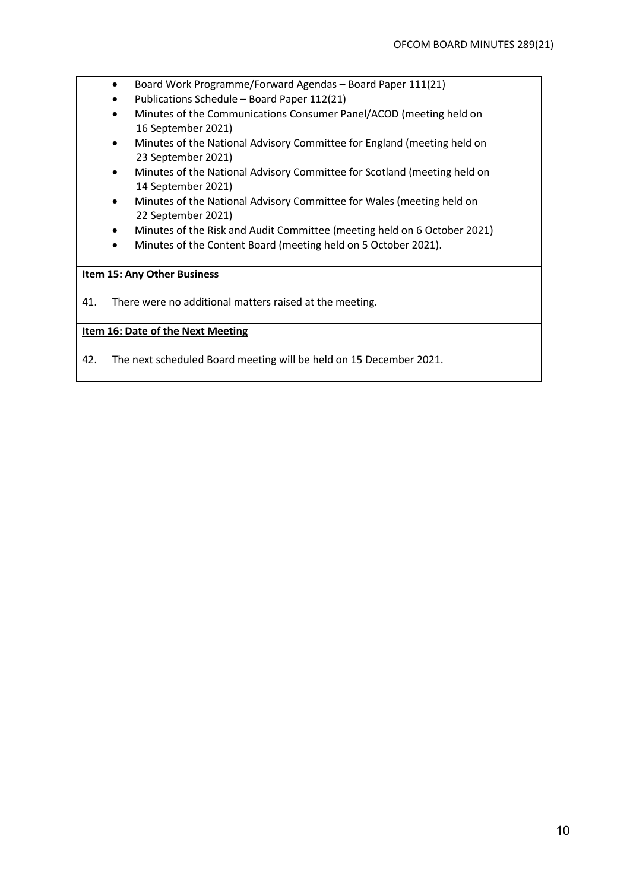- Board Work Programme/Forward Agendas – Board Paper 111(21)
- Publications Schedule – Board Paper 112(21)
- Minutes of the Communications Consumer Panel/ACOD (meeting held on 16 September 2021)
- Minutes of the National Advisory Committee for England (meeting held on 23 September 2021)
- Minutes of the National Advisory Committee for Scotland (meeting held on 14 September 2021)
- Minutes of the National Advisory Committee for Wales (meeting held on 22 September 2021)
- Minutes of the Risk and Audit Committee (meeting held on 6 October 2021)
- Minutes of the Content Board (meeting held on 5 October 2021).

**Item 15: Any Other Business**

41. There were no additional matters raised at the meeting.

**Item 16: Date of the Next Meeting**

42. The next scheduled Board meeting will be held on 15 December 2021.